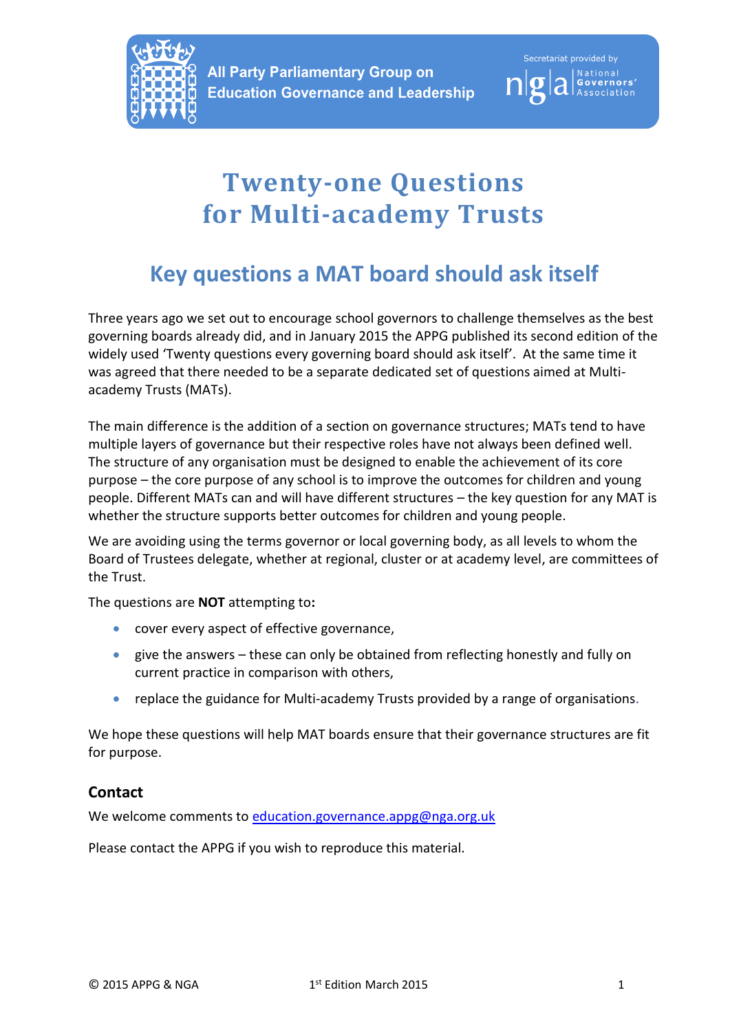All Party Parliamentary Group on Education Governance and Leadership

Secretariat provided by National Governors' Association

# Twenty-one Questions for Multi-academy Trusts

## Key questions a MAT board should ask itself

Three years ago we set out to encourage school governors to challenge themselves as the best governing boards already did, and in January 2015 the APPG published its second edition of the widely used 'Twenty questions every governing board should ask itself'. At the same time it was agreed that there needed to be a separate dedicated set of questions aimed at Multi-academy Trusts (MATs).

The main difference is the addition of a section on governance structures; MATs tend to have multiple layers of governance but their respective roles have not always been defined well. The structure of any organisation must be designed to enable the achievement of its core purpose – the core purpose of any school is to improve the outcomes for children and young people. Different MATs can and will have different structures – the key question for any MAT is whether the structure supports better outcomes for children and young people.

We are avoiding using the terms governor or local governing body, as all levels to whom the Board of Trustees delegate, whether at regional, cluster or at academy level, are committees of the Trust.

The questions are **NOT** attempting to**:**

- cover every aspect of effective governance,
- give the answers – these can only be obtained from reflecting honestly and fully on current practice in comparison with others,
- replace the guidance for Multi-academy Trusts provided by a range of organisations.

We hope these questions will help MAT boards ensure that their governance structures are fit for purpose.

### Contact

We welcome comments to education.governance.appg@nga.org.uk

Please contact the APPG if you wish to reproduce this material.

© 2015 APPG & NGA 1st Edition March 2015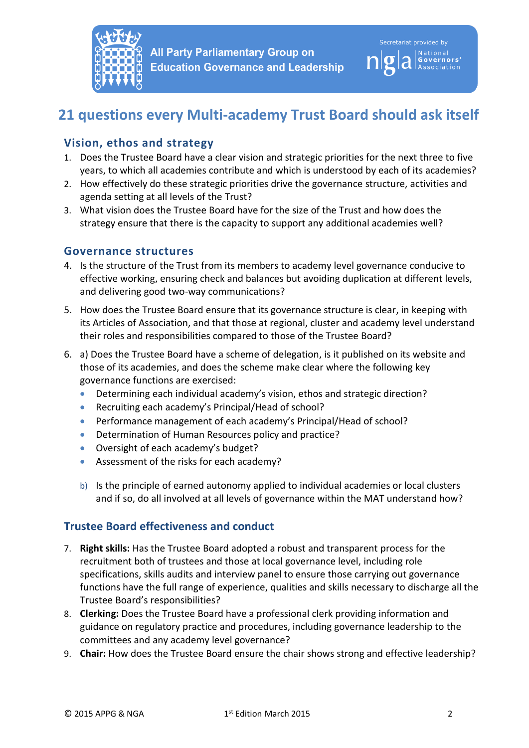All Party Parliamentary Group on Education Governance and Leadership

Secretariat provided by National Governors' Association

# 21 questions every Multi-academy Trust Board should ask itself

## Vision, ethos and strategy

1. Does the Trustee Board have a clear vision and strategic priorities for the next three to five years, to which all academies contribute and which is understood by each of its academies?
2. How effectively do these strategic priorities drive the governance structure, activities and agenda setting at all levels of the Trust?
3. What vision does the Trustee Board have for the size of the Trust and how does the strategy ensure that there is the capacity to support any additional academies well?

## Governance structures

4. Is the structure of the Trust from its members to academy level governance conducive to effective working, ensuring check and balances but avoiding duplication at different levels, and delivering good two-way communications?

5. How does the Trustee Board ensure that its governance structure is clear, in keeping with its Articles of Association, and that those at regional, cluster and academy level understand their roles and responsibilities compared to those of the Trustee Board?

6. a) Does the Trustee Board have a scheme of delegation, is it published on its website and those of its academies, and does the scheme make clear where the following key governance functions are exercised:
   - Determining each individual academy's vision, ethos and strategic direction?
   - Recruiting each academy's Principal/Head of school?
   - Performance management of each academy's Principal/Head of school?
   - Determination of Human Resources policy and practice?
   - Oversight of each academy's budget?
   - Assessment of the risks for each academy?

   b) Is the principle of earned autonomy applied to individual academies or local clusters and if so, do all involved at all levels of governance within the MAT understand how?

## Trustee Board effectiveness and conduct

7. **Right skills:** Has the Trustee Board adopted a robust and transparent process for the recruitment both of trustees and those at local governance level, including role specifications, skills audits and interview panel to ensure those carrying out governance functions have the full range of experience, qualities and skills necessary to discharge all the Trustee Board's responsibilities?
8. **Clerking:** Does the Trustee Board have a professional clerk providing information and guidance on regulatory practice and procedures, including governance leadership to the committees and any academy level governance?
9. **Chair:** How does the Trustee Board ensure the chair shows strong and effective leadership?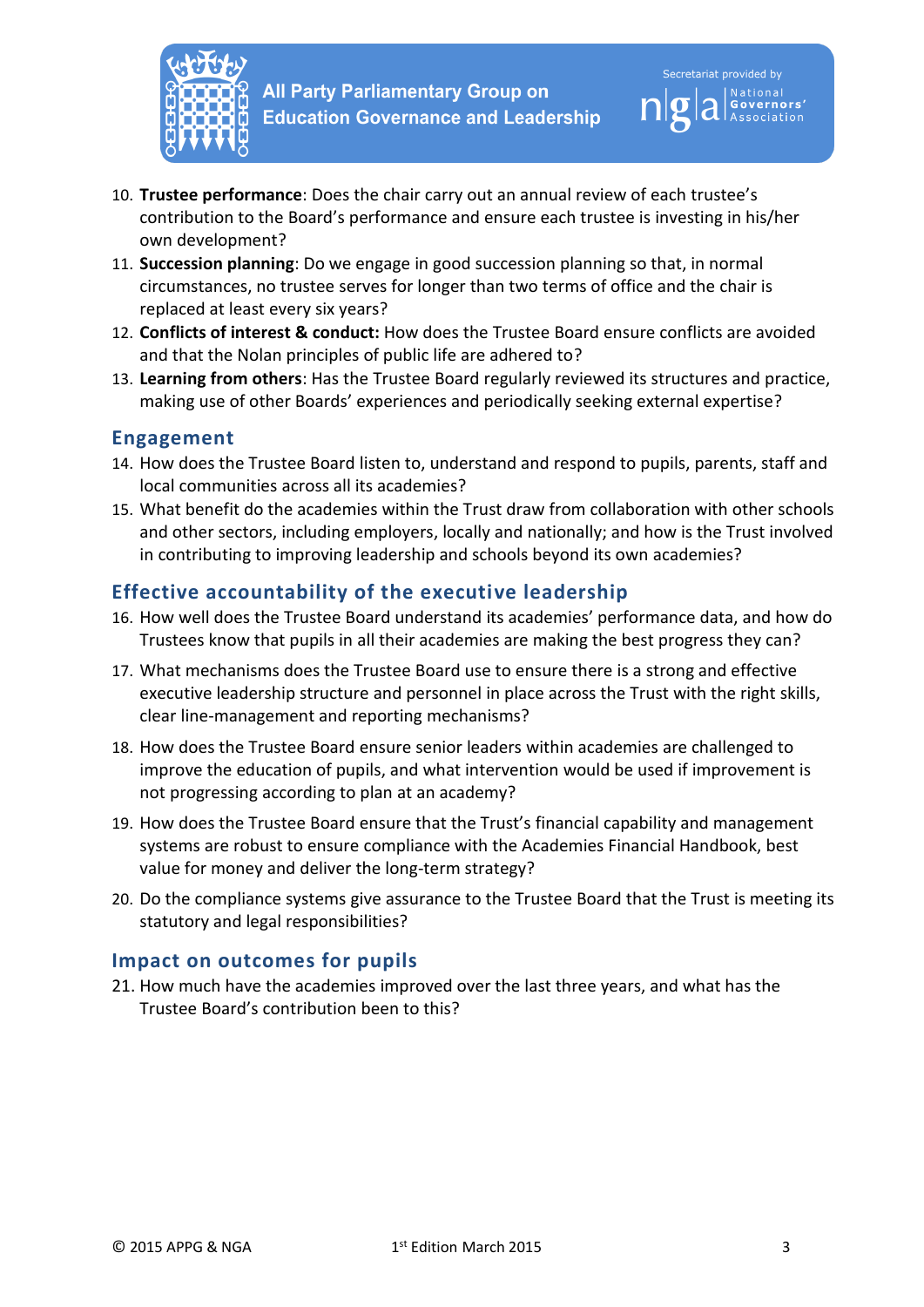10. **Trustee performance**: Does the chair carry out an annual review of each trustee's contribution to the Board's performance and ensure each trustee is investing in his/her own development?
11. **Succession planning**: Do we engage in good succession planning so that, in normal circumstances, no trustee serves for longer than two terms of office and the chair is replaced at least every six years?
12. **Conflicts of interest & conduct:** How does the Trustee Board ensure conflicts are avoided and that the Nolan principles of public life are adhered to?
13. **Learning from others**: Has the Trustee Board regularly reviewed its structures and practice, making use of other Boards' experiences and periodically seeking external expertise?

## Engagement

14. How does the Trustee Board listen to, understand and respond to pupils, parents, staff and local communities across all its academies?
15. What benefit do the academies within the Trust draw from collaboration with other schools and other sectors, including employers, locally and nationally; and how is the Trust involved in contributing to improving leadership and schools beyond its own academies?

## Effective accountability of the executive leadership

16. How well does the Trustee Board understand its academies' performance data, and how do Trustees know that pupils in all their academies are making the best progress they can?
17. What mechanisms does the Trustee Board use to ensure there is a strong and effective executive leadership structure and personnel in place across the Trust with the right skills, clear line-management and reporting mechanisms?
18. How does the Trustee Board ensure senior leaders within academies are challenged to improve the education of pupils, and what intervention would be used if improvement is not progressing according to plan at an academy?
19. How does the Trustee Board ensure that the Trust's financial capability and management systems are robust to ensure compliance with the Academies Financial Handbook, best value for money and deliver the long-term strategy?
20. Do the compliance systems give assurance to the Trustee Board that the Trust is meeting its statutory and legal responsibilities?

## Impact on outcomes for pupils

21. How much have the academies improved over the last three years, and what has the Trustee Board's contribution been to this?